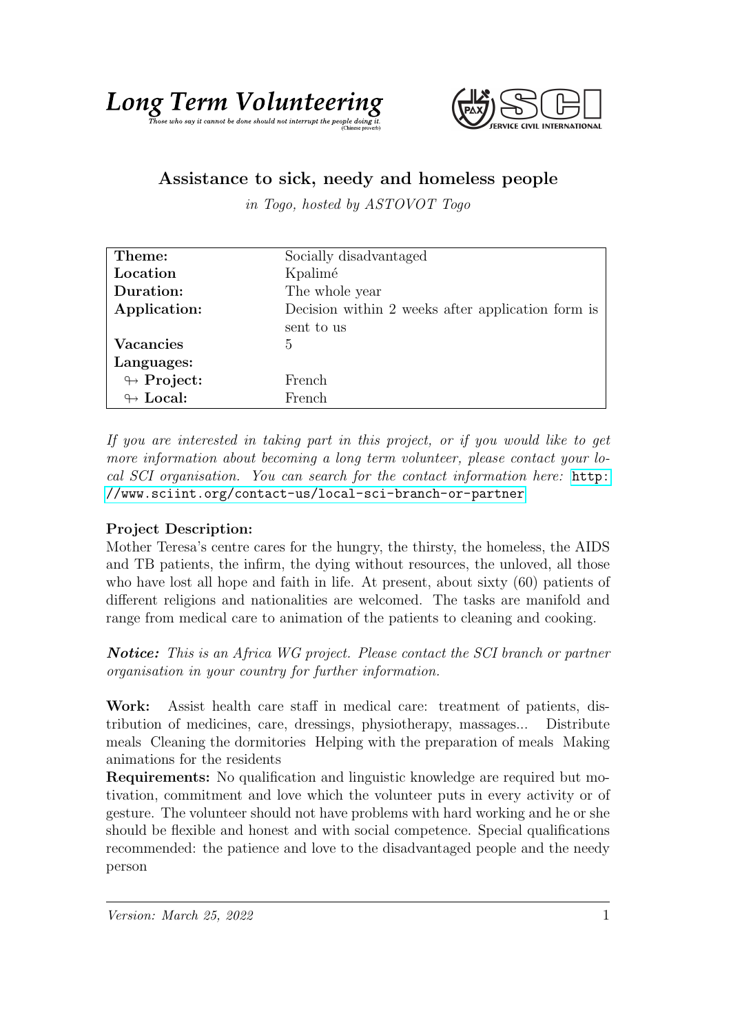**Long Term Volunteering**

*Those who say it cannot be done should not interrupt the people doing it.* (Chinese proverb)

SERVICE CIVIL INTERNATIONAL

## Assistance to sick, needy and homeless people

*in Togo, hosted by ASTOVOT Togo*

| | |
|---|---|
| **Theme:** | Socially disadvantaged |
| **Location** | Kpalimé |
| **Duration:** | The whole year |
| **Application:** | Decision within 2 weeks after application form is sent to us |
| **Vacancies** | 5 |
| **Languages:** | |
| ↬ **Project:** | French |
| ↬ **Local:** | French |

*If you are interested in taking part in this project, or if you would like to get more information about becoming a long term volunteer, please contact your local SCI organisation. You can search for the contact information here:* http://www.sciint.org/contact-us/local-sci-branch-or-partner

**Project Description:**
Mother Teresa's centre cares for the hungry, the thirsty, the homeless, the AIDS and TB patients, the infirm, the dying without resources, the unloved, all those who have lost all hope and faith in life. At present, about sixty (60) patients of different religions and nationalities are welcomed. The tasks are manifold and range from medical care to animation of the patients to cleaning and cooking.

***Notice:*** *This is an Africa WG project. Please contact the SCI branch or partner organisation in your country for further information.*

**Work:** Assist health care staff in medical care: treatment of patients, distribution of medicines, care, dressings, physiotherapy, massages... Distribute meals Cleaning the dormitories Helping with the preparation of meals Making animations for the residents

**Requirements:** No qualification and linguistic knowledge are required but motivation, commitment and love which the volunteer puts in every activity or of gesture. The volunteer should not have problems with hard working and he or she should be flexible and honest and with social competence. Special qualifications recommended: the patience and love to the disadvantaged people and the needy person

*Version: March 25, 2022*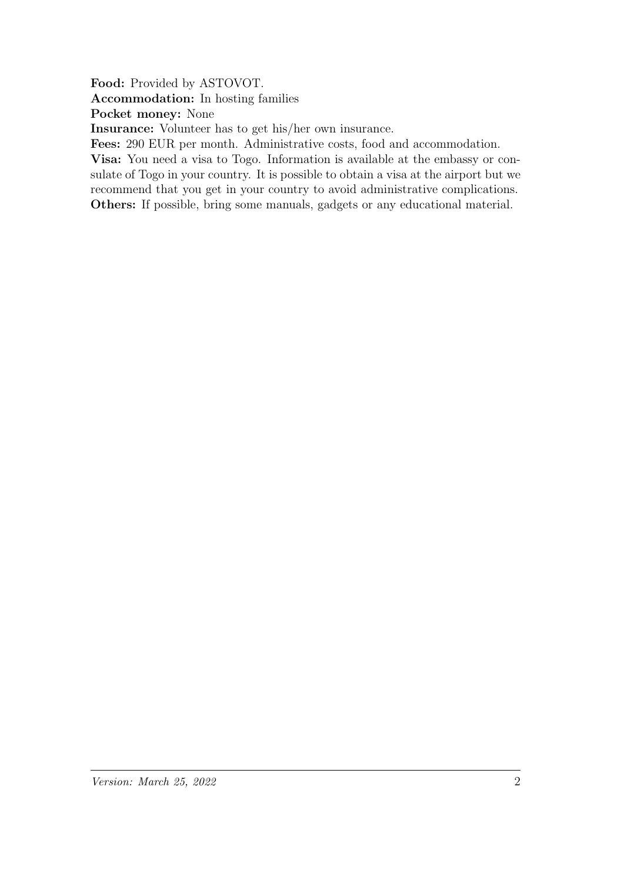**Food:** Provided by ASTOVOT.
**Accommodation:** In hosting families
**Pocket money:** None
**Insurance:** Volunteer has to get his/her own insurance.
**Fees:** 290 EUR per month. Administrative costs, food and accommodation.
**Visa:** You need a visa to Togo. Information is available at the embassy or consulate of Togo in your country. It is possible to obtain a visa at the airport but we recommend that you get in your country to avoid administrative complications.
**Others:** If possible, bring some manuals, gadgets or any educational material.